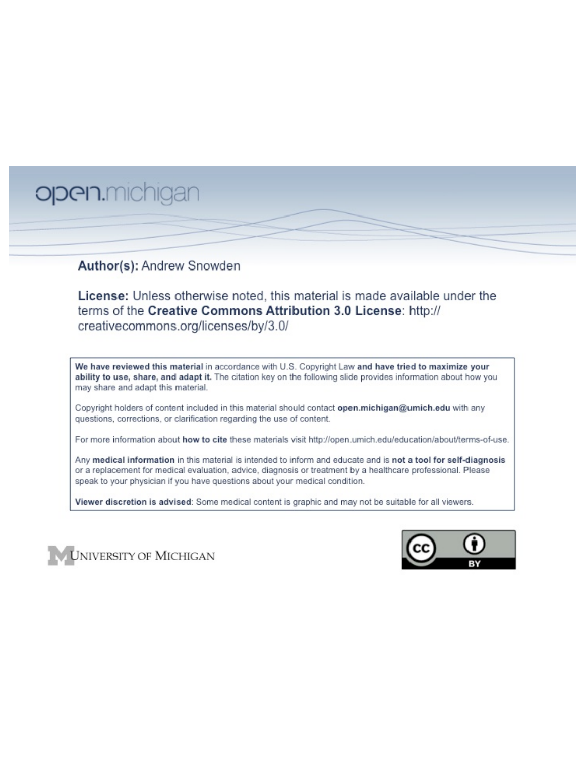open.michigan

**Author(s):** Andrew Snowden

**License:** Unless otherwise noted, this material is made available under the terms of the **Creative Commons Attribution 3.0 License**: http://creativecommons.org/licenses/by/3.0/

**We have reviewed this material** in accordance with U.S. Copyright Law **and have tried to maximize your ability to use, share, and adapt it.** The citation key on the following slide provides information about how you may share and adapt this material.

Copyright holders of content included in this material should contact **open.michigan@umich.edu** with any questions, corrections, or clarification regarding the use of content.

For more information about **how to cite** these materials visit http://open.umich.edu/education/about/terms-of-use.

Any **medical information** in this material is intended to inform and educate and is **not a tool for self-diagnosis** or a replacement for medical evaluation, advice, diagnosis or treatment by a healthcare professional. Please speak to your physician if you have questions about your medical condition.

**Viewer discretion is advised**: Some medical content is graphic and may not be suitable for all viewers.

UNIVERSITY OF MICHIGAN

CC BY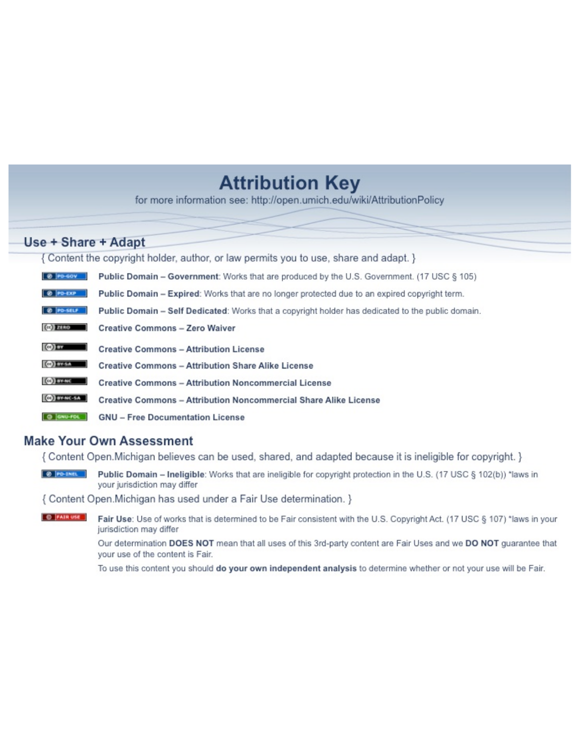# Attribution Key

for more information see: http://open.umich.edu/wiki/AttributionPolicy

## Use + Share + Adapt

{ Content the copyright holder, author, or law permits you to use, share and adapt. }

- PD-GOV — **Public Domain – Government**: Works that are produced by the U.S. Government. (17 USC § 105)
- PD-EXP — **Public Domain – Expired**: Works that are no longer protected due to an expired copyright term.
- PD-SELF — **Public Domain – Self Dedicated**: Works that a copyright holder has dedicated to the public domain.
- ZERO — **Creative Commons – Zero Waiver**
- BY — **Creative Commons – Attribution License**
- BY-SA — **Creative Commons – Attribution Share Alike License**
- BY-NC — **Creative Commons – Attribution Noncommercial License**
- BY-NC-SA — **Creative Commons – Attribution Noncommercial Share Alike License**
- GNU-FDL — **GNU – Free Documentation License**

## Make Your Own Assessment

{ Content Open.Michigan believes can be used, shared, and adapted because it is ineligible for copyright. }

- PD-INEL — **Public Domain – Ineligible**: Works that are ineligible for copyright protection in the U.S. (17 USC § 102(b)) *laws in your jurisdiction may differ

{ Content Open.Michigan has used under a Fair Use determination. }

- FAIR USE — **Fair Use**: Use of works that is determined to be Fair consistent with the U.S. Copyright Act. (17 USC § 107) *laws in your jurisdiction may differ

  Our determination **DOES NOT** mean that all uses of this 3rd-party content are Fair Uses and we **DO NOT** guarantee that your use of the content is Fair.

  To use this content you should **do your own independent analysis** to determine whether or not your use will be Fair.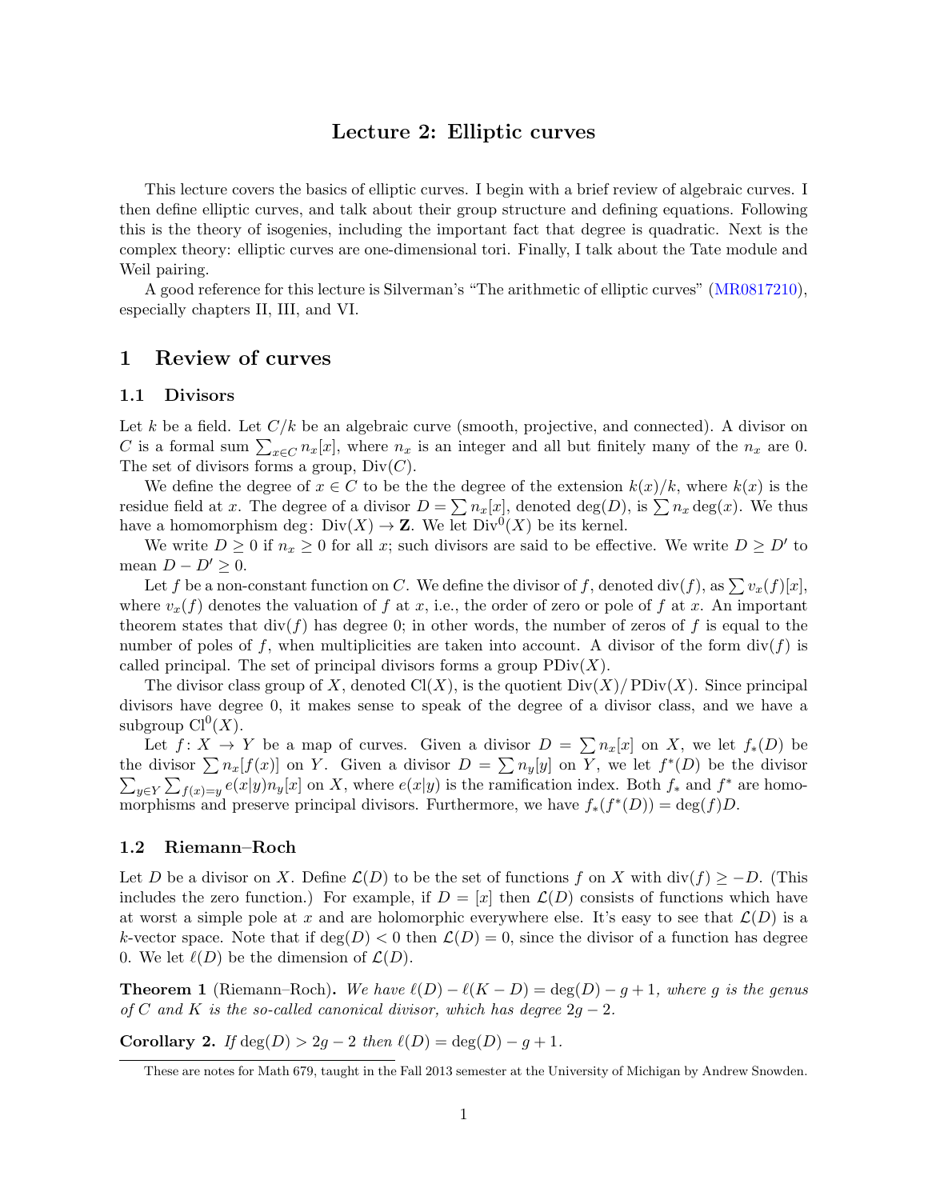# Lecture 2: Elliptic curves

This lecture covers the basics of elliptic curves. I begin with a brief review of algebraic curves. I then define elliptic curves, and talk about their group structure and defining equations. Following this is the theory of isogenies, including the important fact that degree is quadratic. Next is the complex theory: elliptic curves are one-dimensional tori. Finally, I talk about the Tate module and Weil pairing.

A good reference for this lecture is Silverman's "The arithmetic of elliptic curves" (MR0817210), especially chapters II, III, and VI.

## 1 Review of curves

### 1.1 Divisors

Let $k$ be a field. Let $C/k$ be an algebraic curve (smooth, projective, and connected). A divisor on $C$ is a formal sum $\sum_{x \in C} n_x[x]$, where $n_x$ is an integer and all but finitely many of the $n_x$ are 0. The set of divisors forms a group, $\mathrm{Div}(C)$.

We define the degree of $x \in C$ to be the the degree of the extension $k(x)/k$, where $k(x)$ is the residue field at $x$. The degree of a divisor $D = \sum n_x[x]$, denoted $\deg(D)$, is $\sum n_x \deg(x)$. We thus have a homomorphism $\deg\colon \mathrm{Div}(X) \to \mathbf{Z}$. We let $\mathrm{Div}^0(X)$ be its kernel.

We write $D \geq 0$ if $n_x \geq 0$ for all $x$; such divisors are said to be effective. We write $D \geq D'$ to mean $D - D' \geq 0$.

Let $f$ be a non-constant function on $C$. We define the divisor of $f$, denoted $\mathrm{div}(f)$, as $\sum v_x(f)[x]$, where $v_x(f)$ denotes the valuation of $f$ at $x$, i.e., the order of zero or pole of $f$ at $x$. An important theorem states that $\mathrm{div}(f)$ has degree 0; in other words, the number of zeros of $f$ is equal to the number of poles of $f$, when multiplicities are taken into account. A divisor of the form $\mathrm{div}(f)$ is called principal. The set of principal divisors forms a group $\mathrm{PDiv}(X)$.

The divisor class group of $X$, denoted $\mathrm{Cl}(X)$, is the quotient $\mathrm{Div}(X)/\mathrm{PDiv}(X)$. Since principal divisors have degree 0, it makes sense to speak of the degree of a divisor class, and we have a subgroup $\mathrm{Cl}^0(X)$.

Let $f\colon X \to Y$ be a map of curves. Given a divisor $D = \sum n_x[x]$ on $X$, we let $f_*(D)$ be the divisor $\sum n_x[f(x)]$ on $Y$. Given a divisor $D = \sum n_y[y]$ on $Y$, we let $f^*(D)$ be the divisor $\sum_{y \in Y} \sum_{f(x)=y} e(x|y) n_y [x]$ on $X$, where $e(x|y)$ is the ramification index. Both $f_*$ and $f^*$ are homomorphisms and preserve principal divisors. Furthermore, we have $f_*(f^*(D)) = \deg(f)D$.

### 1.2 Riemann–Roch

Let $D$ be a divisor on $X$. Define $\mathcal{L}(D)$ to be the set of functions $f$ on $X$ with $\mathrm{div}(f) \geq -D$. (This includes the zero function.) For example, if $D = [x]$ then $\mathcal{L}(D)$ consists of functions which have at worst a simple pole at $x$ and are holomorphic everywhere else. It's easy to see that $\mathcal{L}(D)$ is a $k$-vector space. Note that if $\deg(D) < 0$ then $\mathcal{L}(D) = 0$, since the divisor of a function has degree 0. We let $\ell(D)$ be the dimension of $\mathcal{L}(D)$.

**Theorem 1** (Riemann–Roch)**.** *We have $\ell(D) - \ell(K - D) = \deg(D) - g + 1$, where $g$ is the genus of $C$ and $K$ is the so-called canonical divisor, which has degree $2g - 2$.*

**Corollary 2.** *If $\deg(D) > 2g - 2$ then $\ell(D) = \deg(D) - g + 1$.*

These are notes for Math 679, taught in the Fall 2013 semester at the University of Michigan by Andrew Snowden.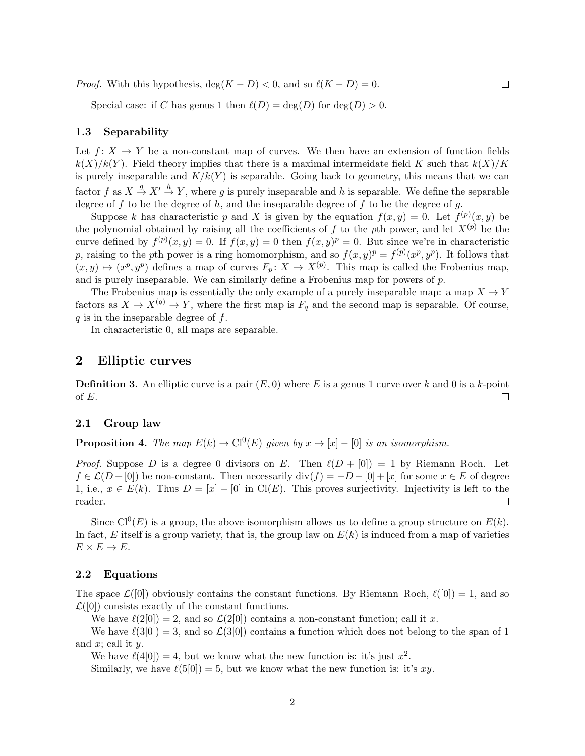*Proof.* With this hypothesis, $\deg(K - D) < 0$, and so $\ell(K - D) = 0$. $\square$

Special case: if $C$ has genus 1 then $\ell(D) = \deg(D)$ for $\deg(D) > 0$.

### 1.3 Separability

Let $f\colon X \to Y$ be a non-constant map of curves. We then have an extension of function fields $k(X)/k(Y)$. Field theory implies that there is a maximal intermeidate field $K$ such that $k(X)/K$ is purely inseparable and $K/k(Y)$ is separable. Going back to geometry, this means that we can factor $f$ as $X \xrightarrow{g} X' \xrightarrow{h} Y$, where $g$ is purely inseparable and $h$ is separable. We define the separable degree of $f$ to be the degree of $h$, and the inseparable degree of $f$ to be the degree of $g$.

Suppose $k$ has characteristic $p$ and $X$ is given by the equation $f(x, y) = 0$. Let $f^{(p)}(x, y)$ be the polynomial obtained by raising all the coefficients of $f$ to the $p$th power, and let $X^{(p)}$ be the curve defined by $f^{(p)}(x, y) = 0$. If $f(x, y) = 0$ then $f(x, y)^p = 0$. But since we're in characteristic $p$, raising to the $p$th power is a ring homomorphism, and so $f(x, y)^p = f^{(p)}(x^p, y^p)$. It follows that $(x, y) \mapsto (x^p, y^p)$ defines a map of curves $F_p\colon X \to X^{(p)}$. This map is called the Frobenius map, and is purely inseparable. We can similarly define a Frobenius map for powers of $p$.

The Frobenius map is essentially the only example of a purely inseparable map: a map $X \to Y$ factors as $X \to X^{(q)} \to Y$, where the first map is $F_q$ and the second map is separable. Of course, $q$ is in the inseparable degree of $f$.

In characteristic 0, all maps are separable.

## 2 Elliptic curves

**Definition 3.** An elliptic curve is a pair $(E, 0)$ where $E$ is a genus 1 curve over $k$ and 0 is a $k$-point of $E$. $\square$

### 2.1 Group law

**Proposition 4.** *The map $E(k) \to \mathrm{Cl}^0(E)$ given by $x \mapsto [x] - [0]$ is an isomorphism.*

*Proof.* Suppose $D$ is a degree 0 divisors on $E$. Then $\ell(D + [0]) = 1$ by Riemann–Roch. Let $f \in \mathcal{L}(D + [0])$ be non-constant. Then necessarily $\mathrm{div}(f) = -D - [0] + [x]$ for some $x \in E$ of degree 1, i.e., $x \in E(k)$. Thus $D = [x] - [0]$ in $\mathrm{Cl}(E)$. This proves surjectivity. Injectivity is left to the reader. $\square$

Since $\mathrm{Cl}^0(E)$ is a group, the above isomorphism allows us to define a group structure on $E(k)$. In fact, $E$ itself is a group variety, that is, the group law on $E(k)$ is induced from a map of varieties $E \times E \to E$.

### 2.2 Equations

The space $\mathcal{L}([0])$ obviously contains the constant functions. By Riemann–Roch, $\ell([0]) = 1$, and so $\mathcal{L}([0])$ consists exactly of the constant functions.

We have $\ell(2[0]) = 2$, and so $\mathcal{L}(2[0])$ contains a non-constant function; call it $x$.

We have $\ell(3[0]) = 3$, and so $\mathcal{L}(3[0])$ contains a function which does not belong to the span of 1 and $x$; call it $y$.

We have $\ell(4[0]) = 4$, but we know what the new function is: it's just $x^2$.

Similarly, we have $\ell(5[0]) = 5$, but we know what the new function is: it's $xy$.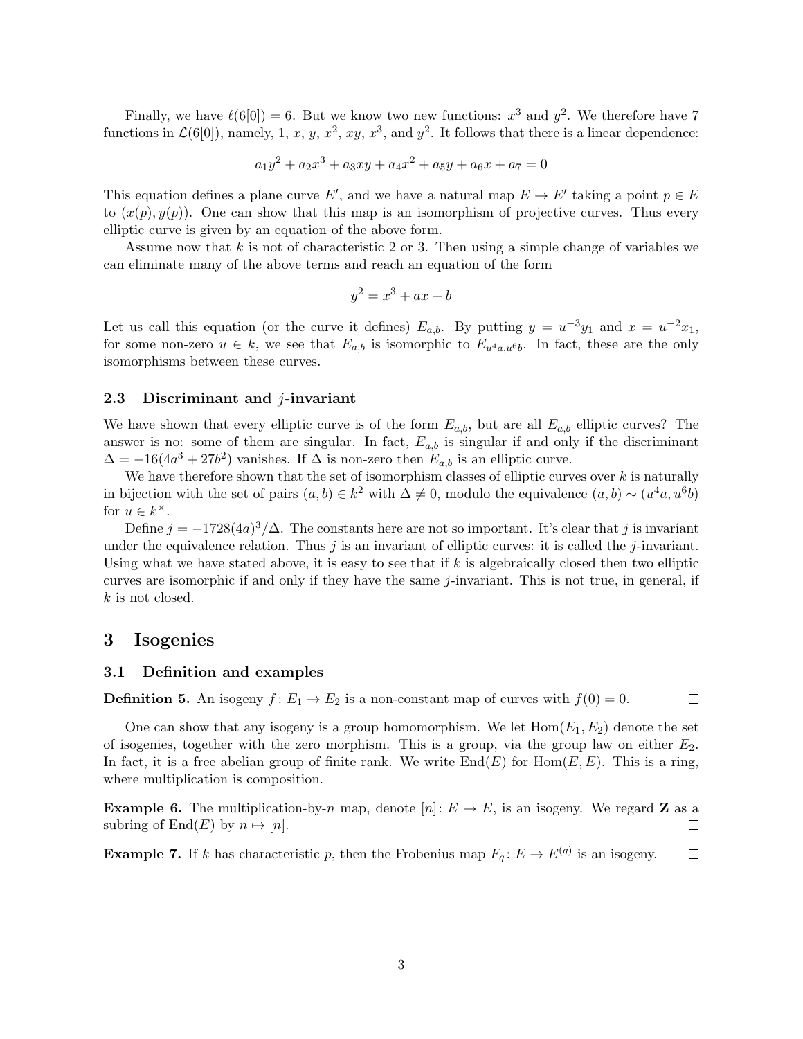Finally, we have $\ell(6[0]) = 6$. But we know two new functions: $x^3$ and $y^2$. We therefore have 7 functions in $\mathcal{L}(6[0])$, namely, 1, $x$, $y$, $x^2$, $xy$, $x^3$, and $y^2$. It follows that there is a linear dependence:

$$a_1 y^2 + a_2 x^3 + a_3 xy + a_4 x^2 + a_5 y + a_6 x + a_7 = 0$$

This equation defines a plane curve $E'$, and we have a natural map $E \to E'$ taking a point $p \in E$ to $(x(p), y(p))$. One can show that this map is an isomorphism of projective curves. Thus every elliptic curve is given by an equation of the above form.

Assume now that $k$ is not of characteristic 2 or 3. Then using a simple change of variables we can eliminate many of the above terms and reach an equation of the form

$$y^2 = x^3 + ax + b$$

Let us call this equation (or the curve it defines) $E_{a,b}$. By putting $y = u^{-3}y_1$ and $x = u^{-2}x_1$, for some non-zero $u \in k$, we see that $E_{a,b}$ is isomorphic to $E_{u^4a, u^6b}$. In fact, these are the only isomorphisms between these curves.

### 2.3 Discriminant and $j$-invariant

We have shown that every elliptic curve is of the form $E_{a,b}$, but are all $E_{a,b}$ elliptic curves? The answer is no: some of them are singular. In fact, $E_{a,b}$ is singular if and only if the discriminant $\Delta = -16(4a^3 + 27b^2)$ vanishes. If $\Delta$ is non-zero then $E_{a,b}$ is an elliptic curve.

We have therefore shown that the set of isomorphism classes of elliptic curves over $k$ is naturally in bijection with the set of pairs $(a, b) \in k^2$ with $\Delta \neq 0$, modulo the equivalence $(a, b) \sim (u^4a, u^6b)$ for $u \in k^\times$.

Define $j = -1728(4a)^3/\Delta$. The constants here are not so important. It's clear that $j$ is invariant under the equivalence relation. Thus $j$ is an invariant of elliptic curves: it is called the $j$-invariant. Using what we have stated above, it is easy to see that if $k$ is algebraically closed then two elliptic curves are isomorphic if and only if they have the same $j$-invariant. This is not true, in general, if $k$ is not closed.

## 3 Isogenies

### 3.1 Definition and examples

**Definition 5.** An isogeny $f \colon E_1 \to E_2$ is a non-constant map of curves with $f(0) = 0$. □

One can show that any isogeny is a group homomorphism. We let $\mathrm{Hom}(E_1, E_2)$ denote the set of isogenies, together with the zero morphism. This is a group, via the group law on either $E_2$. In fact, it is a free abelian group of finite rank. We write $\mathrm{End}(E)$ for $\mathrm{Hom}(E, E)$. This is a ring, where multiplication is composition.

**Example 6.** The multiplication-by-$n$ map, denote $[n] \colon E \to E$, is an isogeny. We regard $\mathbf{Z}$ as a subring of $\mathrm{End}(E)$ by $n \mapsto [n]$. □

**Example 7.** If $k$ has characteristic $p$, then the Frobenius map $F_q \colon E \to E^{(q)}$ is an isogeny. □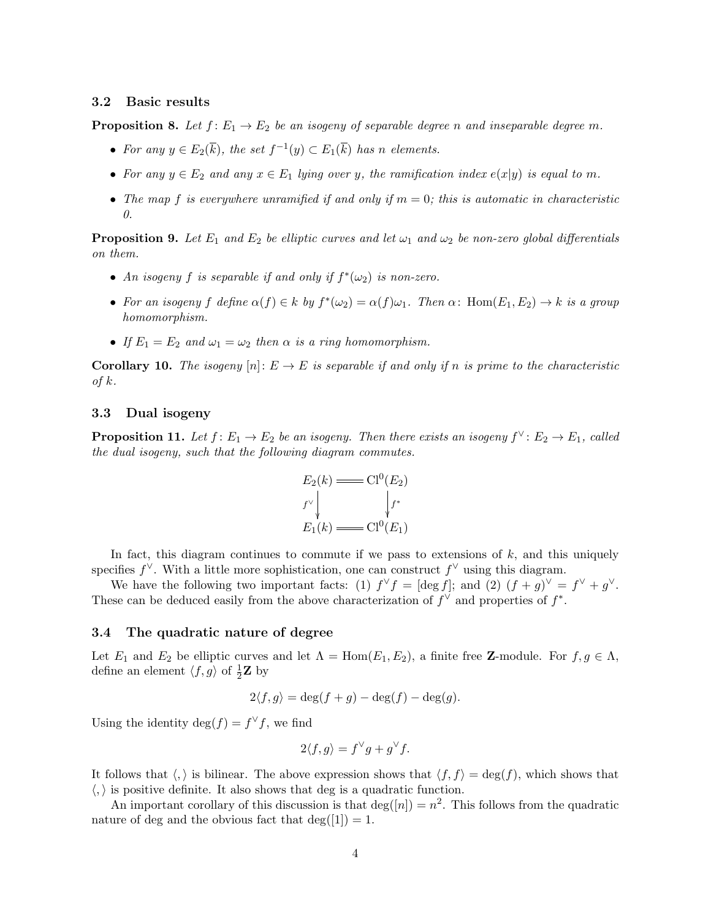### 3.2 Basic results

**Proposition 8.** *Let $f\colon E_1 \to E_2$ be an isogeny of separable degree $n$ and inseparable degree $m$.*

- *For any $y \in E_2(\overline{k})$, the set $f^{-1}(y) \subset E_1(\overline{k})$ has $n$ elements.*
- *For any $y \in E_2$ and any $x \in E_1$ lying over $y$, the ramification index $e(x|y)$ is equal to $m$.*
- *The map $f$ is everywhere unramified if and only if $m = 0$; this is automatic in characteristic 0.*

**Proposition 9.** *Let $E_1$ and $E_2$ be elliptic curves and let $\omega_1$ and $\omega_2$ be non-zero global differentials on them.*

- *An isogeny $f$ is separable if and only if $f^*(\omega_2)$ is non-zero.*
- *For an isogeny $f$ define $\alpha(f) \in k$ by $f^*(\omega_2) = \alpha(f)\omega_1$. Then $\alpha\colon \mathrm{Hom}(E_1, E_2) \to k$ is a group homomorphism.*
- *If $E_1 = E_2$ and $\omega_1 = \omega_2$ then $\alpha$ is a ring homomorphism.*

**Corollary 10.** *The isogeny $[n]\colon E \to E$ is separable if and only if $n$ is prime to the characteristic of $k$.*

### 3.3 Dual isogeny

**Proposition 11.** *Let $f\colon E_1 \to E_2$ be an isogeny. Then there exists an isogeny $f^\vee\colon E_2 \to E_1$, called the dual isogeny, such that the following diagram commutes.*

$$\begin{array}{ccc} E_2(k) & = & \mathrm{Cl}^0(E_2) \\ {\scriptstyle f^\vee}\downarrow & & \downarrow{\scriptstyle f^*} \\ E_1(k) & = & \mathrm{Cl}^0(E_1) \end{array}$$

In fact, this diagram continues to commute if we pass to extensions of $k$, and this uniquely specifies $f^\vee$. With a little more sophistication, one can construct $f^\vee$ using this diagram.

We have the following two important facts: (1) $f^\vee f = [\deg f]$; and (2) $(f+g)^\vee = f^\vee + g^\vee$. These can be deduced easily from the above characterization of $f^\vee$ and properties of $f^*$.

### 3.4 The quadratic nature of degree

Let $E_1$ and $E_2$ be elliptic curves and let $\Lambda = \mathrm{Hom}(E_1, E_2)$, a finite free $\mathbf{Z}$-module. For $f, g \in \Lambda$, define an element $\langle f, g\rangle$ of $\frac{1}{2}\mathbf{Z}$ by

$$2\langle f, g\rangle = \deg(f+g) - \deg(f) - \deg(g).$$

Using the identity $\deg(f) = f^\vee f$, we find

$$2\langle f, g\rangle = f^\vee g + g^\vee f.$$

It follows that $\langle , \rangle$ is bilinear. The above expression shows that $\langle f, f\rangle = \deg(f)$, which shows that $\langle , \rangle$ is positive definite. It also shows that deg is a quadratic function.

An important corollary of this discussion is that $\deg([n]) = n^2$. This follows from the quadratic nature of deg and the obvious fact that $\deg([1]) = 1$.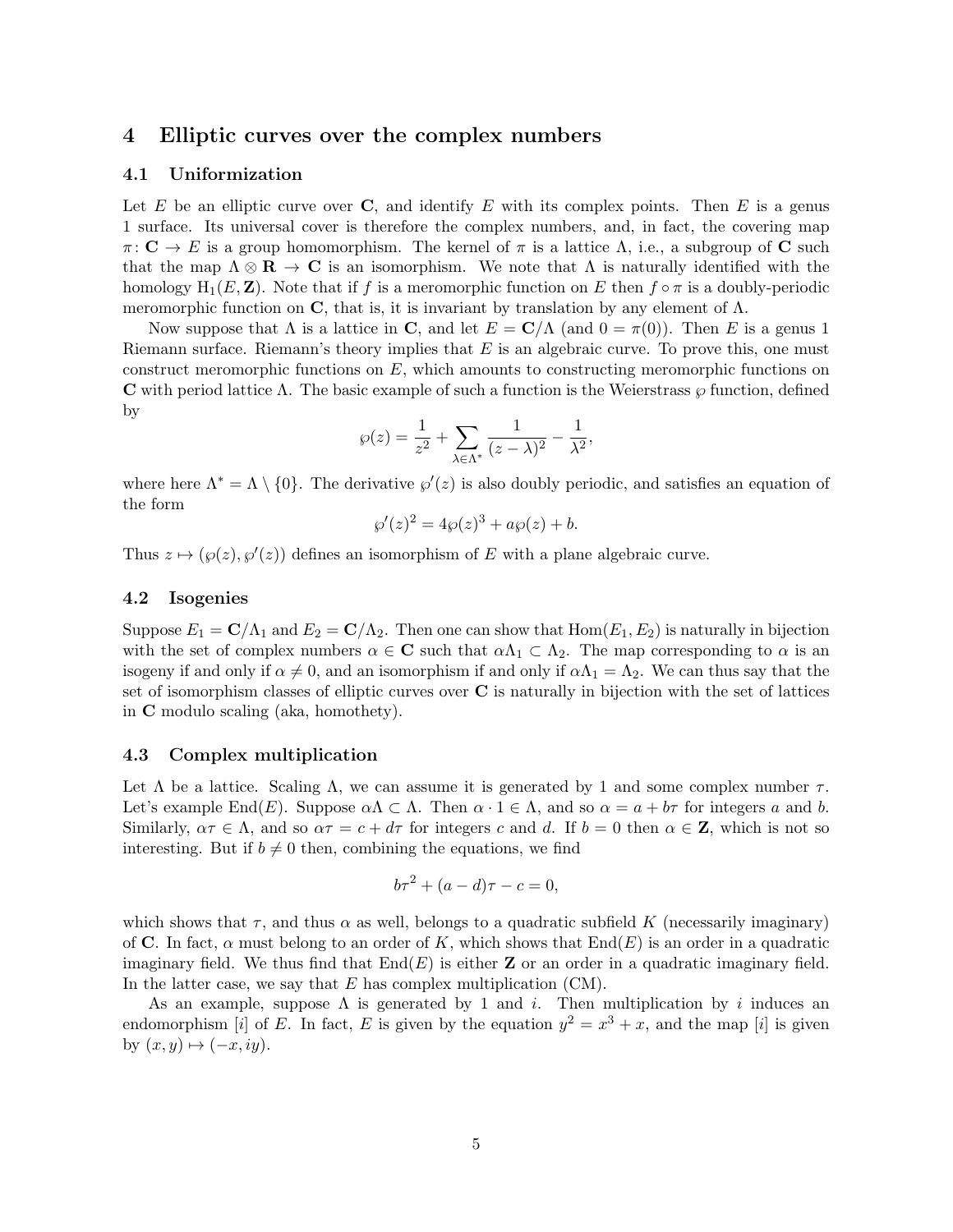# 4 Elliptic curves over the complex numbers

## 4.1 Uniformization

Let $E$ be an elliptic curve over $\mathbf{C}$, and identify $E$ with its complex points. Then $E$ is a genus 1 surface. Its universal cover is therefore the complex numbers, and, in fact, the covering map $\pi\colon \mathbf{C} \to E$ is a group homomorphism. The kernel of $\pi$ is a lattice $\Lambda$, i.e., a subgroup of $\mathbf{C}$ such that the map $\Lambda \otimes \mathbf{R} \to \mathbf{C}$ is an isomorphism. We note that $\Lambda$ is naturally identified with the homology $\mathrm{H}_1(E, \mathbf{Z})$. Note that if $f$ is a meromorphic function on $E$ then $f \circ \pi$ is a doubly-periodic meromorphic function on $\mathbf{C}$, that is, it is invariant by translation by any element of $\Lambda$.

Now suppose that $\Lambda$ is a lattice in $\mathbf{C}$, and let $E = \mathbf{C}/\Lambda$ (and $0 = \pi(0)$). Then $E$ is a genus 1 Riemann surface. Riemann's theory implies that $E$ is an algebraic curve. To prove this, one must construct meromorphic functions on $E$, which amounts to constructing meromorphic functions on $\mathbf{C}$ with period lattice $\Lambda$. The basic example of such a function is the Weierstrass $\wp$ function, defined by

$$\wp(z) = \frac{1}{z^2} + \sum_{\lambda \in \Lambda^*} \frac{1}{(z-\lambda)^2} - \frac{1}{\lambda^2},$$

where here $\Lambda^* = \Lambda \setminus \{0\}$. The derivative $\wp'(z)$ is also doubly periodic, and satisfies an equation of the form

$$\wp'(z)^2 = 4\wp(z)^3 + a\wp(z) + b.$$

Thus $z \mapsto (\wp(z), \wp'(z))$ defines an isomorphism of $E$ with a plane algebraic curve.

## 4.2 Isogenies

Suppose $E_1 = \mathbf{C}/\Lambda_1$ and $E_2 = \mathbf{C}/\Lambda_2$. Then one can show that $\mathrm{Hom}(E_1, E_2)$ is naturally in bijection with the set of complex numbers $\alpha \in \mathbf{C}$ such that $\alpha\Lambda_1 \subset \Lambda_2$. The map corresponding to $\alpha$ is an isogeny if and only if $\alpha \neq 0$, and an isomorphism if and only if $\alpha\Lambda_1 = \Lambda_2$. We can thus say that the set of isomorphism classes of elliptic curves over $\mathbf{C}$ is naturally in bijection with the set of lattices in $\mathbf{C}$ modulo scaling (aka, homothety).

## 4.3 Complex multiplication

Let $\Lambda$ be a lattice. Scaling $\Lambda$, we can assume it is generated by 1 and some complex number $\tau$. Let's example $\mathrm{End}(E)$. Suppose $\alpha\Lambda \subset \Lambda$. Then $\alpha \cdot 1 \in \Lambda$, and so $\alpha = a + b\tau$ for integers $a$ and $b$. Similarly, $\alpha\tau \in \Lambda$, and so $\alpha\tau = c + d\tau$ for integers $c$ and $d$. If $b = 0$ then $\alpha \in \mathbf{Z}$, which is not so interesting. But if $b \neq 0$ then, combining the equations, we find

$$b\tau^2 + (a-d)\tau - c = 0,$$

which shows that $\tau$, and thus $\alpha$ as well, belongs to a quadratic subfield $K$ (necessarily imaginary) of $\mathbf{C}$. In fact, $\alpha$ must belong to an order of $K$, which shows that $\mathrm{End}(E)$ is an order in a quadratic imaginary field. We thus find that $\mathrm{End}(E)$ is either $\mathbf{Z}$ or an order in a quadratic imaginary field. In the latter case, we say that $E$ has complex multiplication (CM).

As an example, suppose $\Lambda$ is generated by 1 and $i$. Then multiplication by $i$ induces an endomorphism $[i]$ of $E$. In fact, $E$ is given by the equation $y^2 = x^3 + x$, and the map $[i]$ is given by $(x, y) \mapsto (-x, iy)$.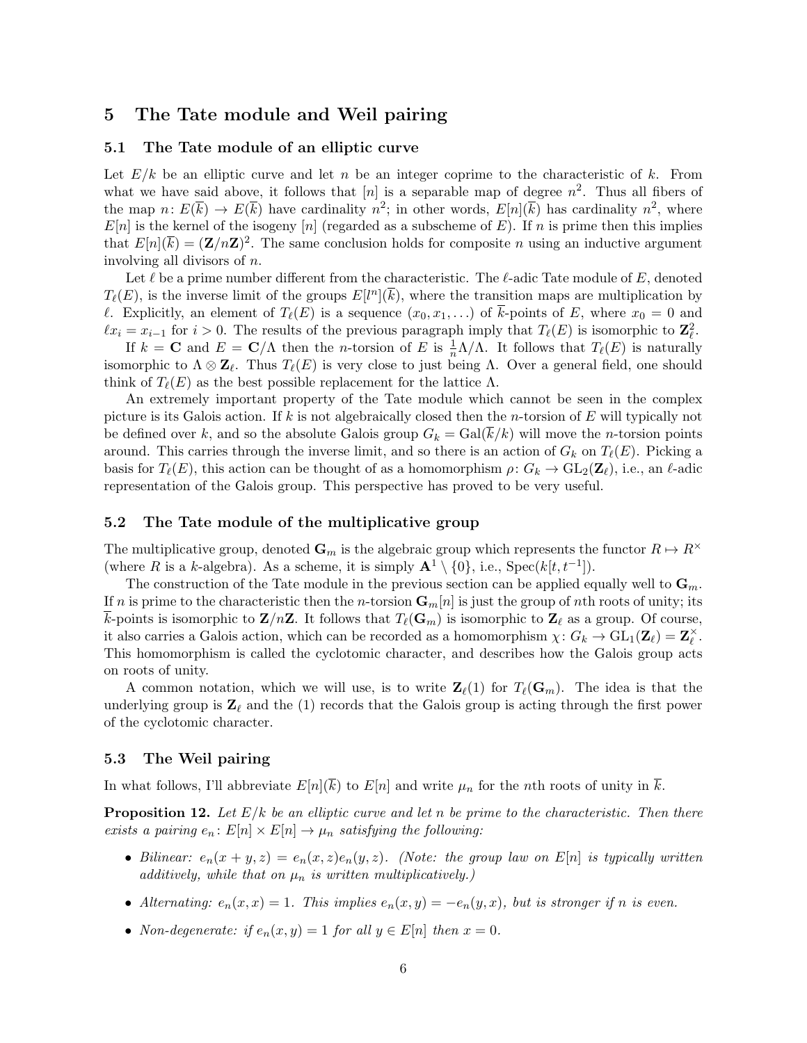## 5 The Tate module and Weil pairing

### 5.1 The Tate module of an elliptic curve

Let $E/k$ be an elliptic curve and let $n$ be an integer coprime to the characteristic of $k$. From what we have said above, it follows that $[n]$ is a separable map of degree $n^2$. Thus all fibers of the map $n \colon E(\overline{k}) \to E(\overline{k})$ have cardinality $n^2$; in other words, $E[n](\overline{k})$ has cardinality $n^2$, where $E[n]$ is the kernel of the isogeny $[n]$ (regarded as a subscheme of $E$). If $n$ is prime then this implies that $E[n](\overline{k}) = (\mathbf{Z}/n\mathbf{Z})^2$. The same conclusion holds for composite $n$ using an inductive argument involving all divisors of $n$.

Let $\ell$ be a prime number different from the characteristic. The $\ell$-adic Tate module of $E$, denoted $T_\ell(E)$, is the inverse limit of the groups $E[l^n](\overline{k})$, where the transition maps are multiplication by $\ell$. Explicitly, an element of $T_\ell(E)$ is a sequence $(x_0, x_1, \ldots)$ of $\overline{k}$-points of $E$, where $x_0 = 0$ and $\ell x_i = x_{i-1}$ for $i > 0$. The results of the previous paragraph imply that $T_\ell(E)$ is isomorphic to $\mathbf{Z}_\ell^2$.

If $k = \mathbf{C}$ and $E = \mathbf{C}/\Lambda$ then the $n$-torsion of $E$ is $\frac{1}{n}\Lambda/\Lambda$. It follows that $T_\ell(E)$ is naturally isomorphic to $\Lambda \otimes \mathbf{Z}_\ell$. Thus $T_\ell(E)$ is very close to just being $\Lambda$. Over a general field, one should think of $T_\ell(E)$ as the best possible replacement for the lattice $\Lambda$.

An extremely important property of the Tate module which cannot be seen in the complex picture is its Galois action. If $k$ is not algebraically closed then the $n$-torsion of $E$ will typically not be defined over $k$, and so the absolute Galois group $G_k = \mathrm{Gal}(\overline{k}/k)$ will move the $n$-torsion points around. This carries through the inverse limit, and so there is an action of $G_k$ on $T_\ell(E)$. Picking a basis for $T_\ell(E)$, this action can be thought of as a homomorphism $\rho \colon G_k \to \mathrm{GL}_2(\mathbf{Z}_\ell)$, i.e., an $\ell$-adic representation of the Galois group. This perspective has proved to be very useful.

### 5.2 The Tate module of the multiplicative group

The multiplicative group, denoted $\mathbf{G}_m$ is the algebraic group which represents the functor $R \mapsto R^\times$ (where $R$ is a $k$-algebra). As a scheme, it is simply $\mathbf{A}^1 \setminus \{0\}$, i.e., $\mathrm{Spec}(k[t, t^{-1}])$.

The construction of the Tate module in the previous section can be applied equally well to $\mathbf{G}_m$. If $n$ is prime to the characteristic then the $n$-torsion $\mathbf{G}_m[n]$ is just the group of $n$th roots of unity; its $\overline{k}$-points is isomorphic to $\mathbf{Z}/n\mathbf{Z}$. It follows that $T_\ell(\mathbf{G}_m)$ is isomorphic to $\mathbf{Z}_\ell$ as a group. Of course, it also carries a Galois action, which can be recorded as a homomorphism $\chi \colon G_k \to \mathrm{GL}_1(\mathbf{Z}_\ell) = \mathbf{Z}_\ell^\times$. This homomorphism is called the cyclotomic character, and describes how the Galois group acts on roots of unity.

A common notation, which we will use, is to write $\mathbf{Z}_\ell(1)$ for $T_\ell(\mathbf{G}_m)$. The idea is that the underlying group is $\mathbf{Z}_\ell$ and the (1) records that the Galois group is acting through the first power of the cyclotomic character.

### 5.3 The Weil pairing

In what follows, I'll abbreviate $E[n](\overline{k})$ to $E[n]$ and write $\mu_n$ for the $n$th roots of unity in $\overline{k}$.

**Proposition 12.** *Let $E/k$ be an elliptic curve and let $n$ be prime to the characteristic. Then there exists a pairing $e_n \colon E[n] \times E[n] \to \mu_n$ satisfying the following:*

- *Bilinear: $e_n(x + y, z) = e_n(x, z)e_n(y, z)$. (Note: the group law on $E[n]$ is typically written additively, while that on $\mu_n$ is written multiplicatively.)*
- *Alternating: $e_n(x, x) = 1$. This implies $e_n(x, y) = -e_n(y, x)$, but is stronger if $n$ is even.*
- *Non-degenerate: if $e_n(x, y) = 1$ for all $y \in E[n]$ then $x = 0$.*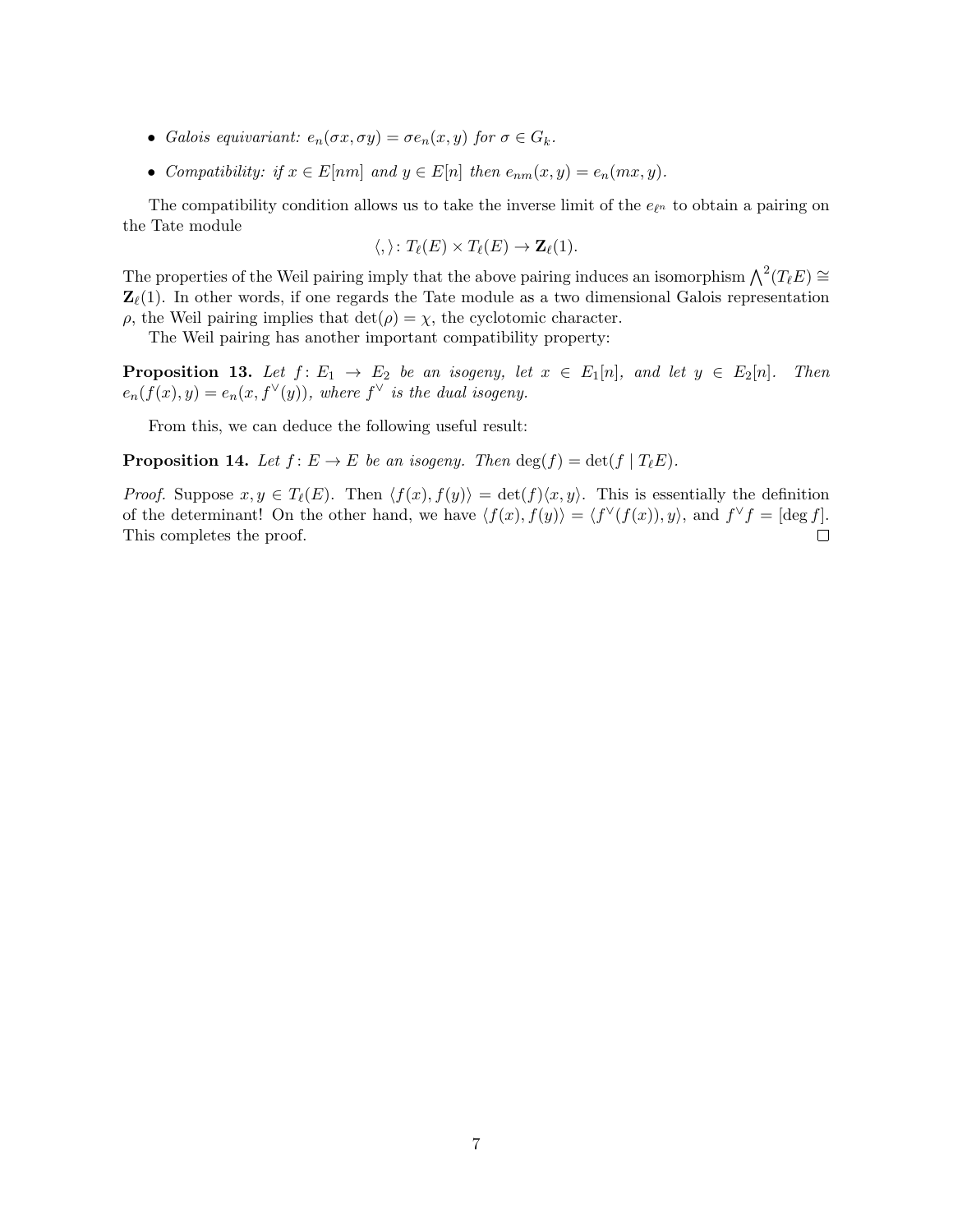- *Galois equivariant:* $e_n(\sigma x, \sigma y) = \sigma e_n(x, y)$ *for* $\sigma \in G_k$.
- *Compatibility: if* $x \in E[nm]$ *and* $y \in E[n]$ *then* $e_{nm}(x, y) = e_n(mx, y)$.

The compatibility condition allows us to take the inverse limit of the $e_{\ell^n}$ to obtain a pairing on the Tate module

$$\langle , \rangle \colon T_\ell(E) \times T_\ell(E) \to \mathbf{Z}_\ell(1).$$

The properties of the Weil pairing imply that the above pairing induces an isomorphism $\bigwedge^2(T_\ell E) \cong \mathbf{Z}_\ell(1)$. In other words, if one regards the Tate module as a two dimensional Galois representation $\rho$, the Weil pairing implies that $\det(\rho) = \chi$, the cyclotomic character.

The Weil pairing has another important compatibility property:

**Proposition 13.** *Let* $f \colon E_1 \to E_2$ *be an isogeny, let* $x \in E_1[n]$*, and let* $y \in E_2[n]$*. Then* $e_n(f(x), y) = e_n(x, f^\vee(y))$*, where* $f^\vee$ *is the dual isogeny.*

From this, we can deduce the following useful result:

**Proposition 14.** *Let* $f \colon E \to E$ *be an isogeny. Then* $\deg(f) = \det(f \mid T_\ell E)$.

*Proof.* Suppose $x, y \in T_\ell(E)$. Then $\langle f(x), f(y)\rangle = \det(f)\langle x, y\rangle$. This is essentially the definition of the determinant! On the other hand, we have $\langle f(x), f(y)\rangle = \langle f^\vee(f(x)), y\rangle$, and $f^\vee f = [\deg f]$. This completes the proof. □